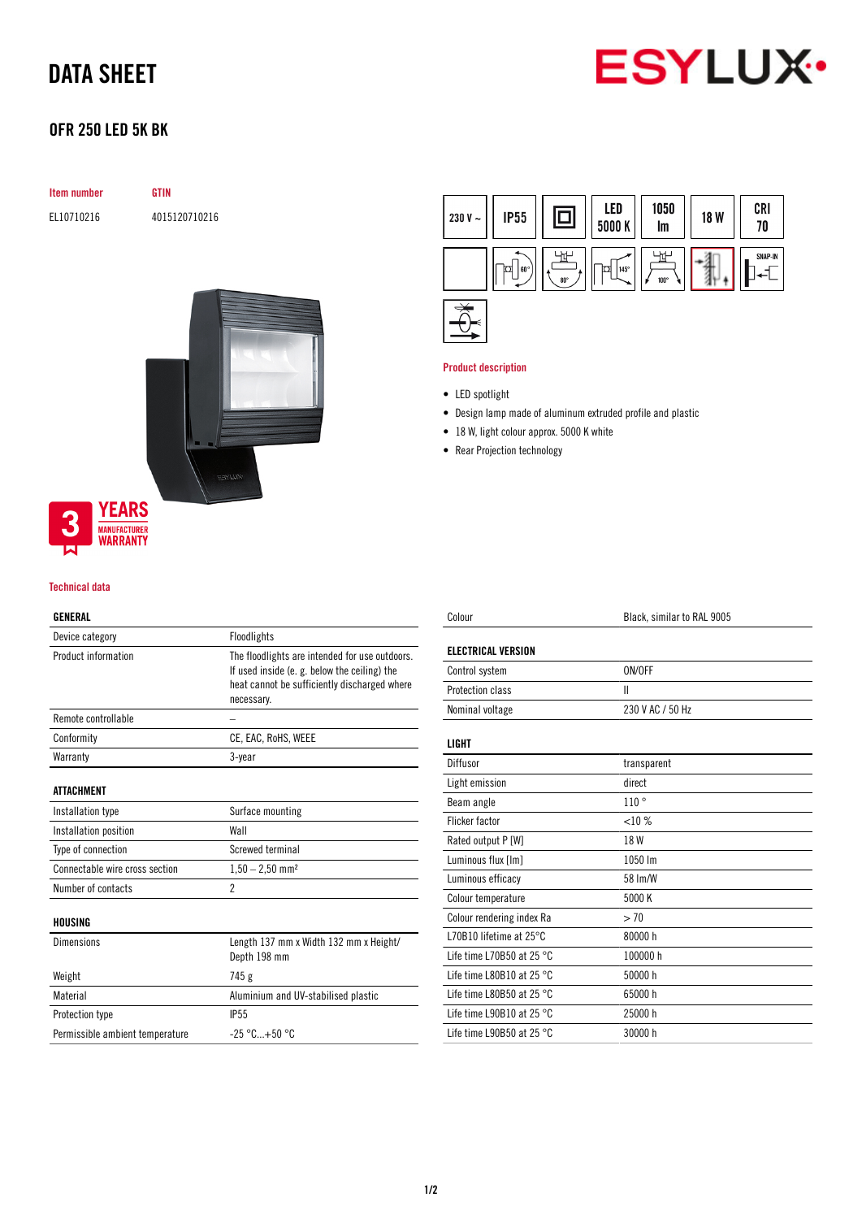# DATA SHEET

## OFR 250 LED 5K BK

| Item number | GTIN |
|---|---|
| EL10710216 | 4015120710216 |

230 V ~ | IP55 | LED 5000 K | 1050 lm | 18 W | CRI 70

3 YEARS MANUFACTURER WARRANTY

### Product description

- LED spotlight
- Design lamp made of aluminum extruded profile and plastic
- 18 W, light colour approx. 5000 K white
- Rear Projection technology

### Technical data

| GENERAL | |
|---|---|
| Device category | Floodlights |
| Product information | The floodlights are intended for use outdoors. If used inside (e. g. below the ceiling) the heat cannot be sufficiently discharged where necessary. |
| Remote controllable | – |
| Conformity | CE, EAC, RoHS, WEEE |
| Warranty | 3-year |

| ATTACHMENT | |
|---|---|
| Installation type | Surface mounting |
| Installation position | Wall |
| Type of connection | Screwed terminal |
| Connectable wire cross section | 1,50 – 2,50 mm² |
| Number of contacts | 2 |

| HOUSING | |
|---|---|
| Dimensions | Length 137 mm x Width 132 mm x Height/ Depth 198 mm |
| Weight | 745 g |
| Material | Aluminium and UV-stabilised plastic |
| Protection type | IP55 |
| Permissible ambient temperature | -25 °C...+50 °C |
| Colour | Black, similar to RAL 9005 |

| ELECTRICAL VERSION | |
|---|---|
| Control system | ON/OFF |
| Protection class | II |
| Nominal voltage | 230 V AC / 50 Hz |

| LIGHT | |
|---|---|
| Diffusor | transparent |
| Light emission | direct |
| Beam angle | 110 ° |
| Flicker factor | <10 % |
| Rated output P [W] | 18 W |
| Luminous flux [lm] | 1050 lm |
| Luminous efficacy | 58 lm/W |
| Colour temperature | 5000 K |
| Colour rendering index Ra | > 70 |
| L70B10 lifetime at 25°C | 80000 h |
| Life time L70B50 at 25 °C | 100000 h |
| Life time L80B10 at 25 °C | 50000 h |
| Life time L80B50 at 25 °C | 65000 h |
| Life time L90B10 at 25 °C | 25000 h |
| Life time L90B50 at 25 °C | 30000 h |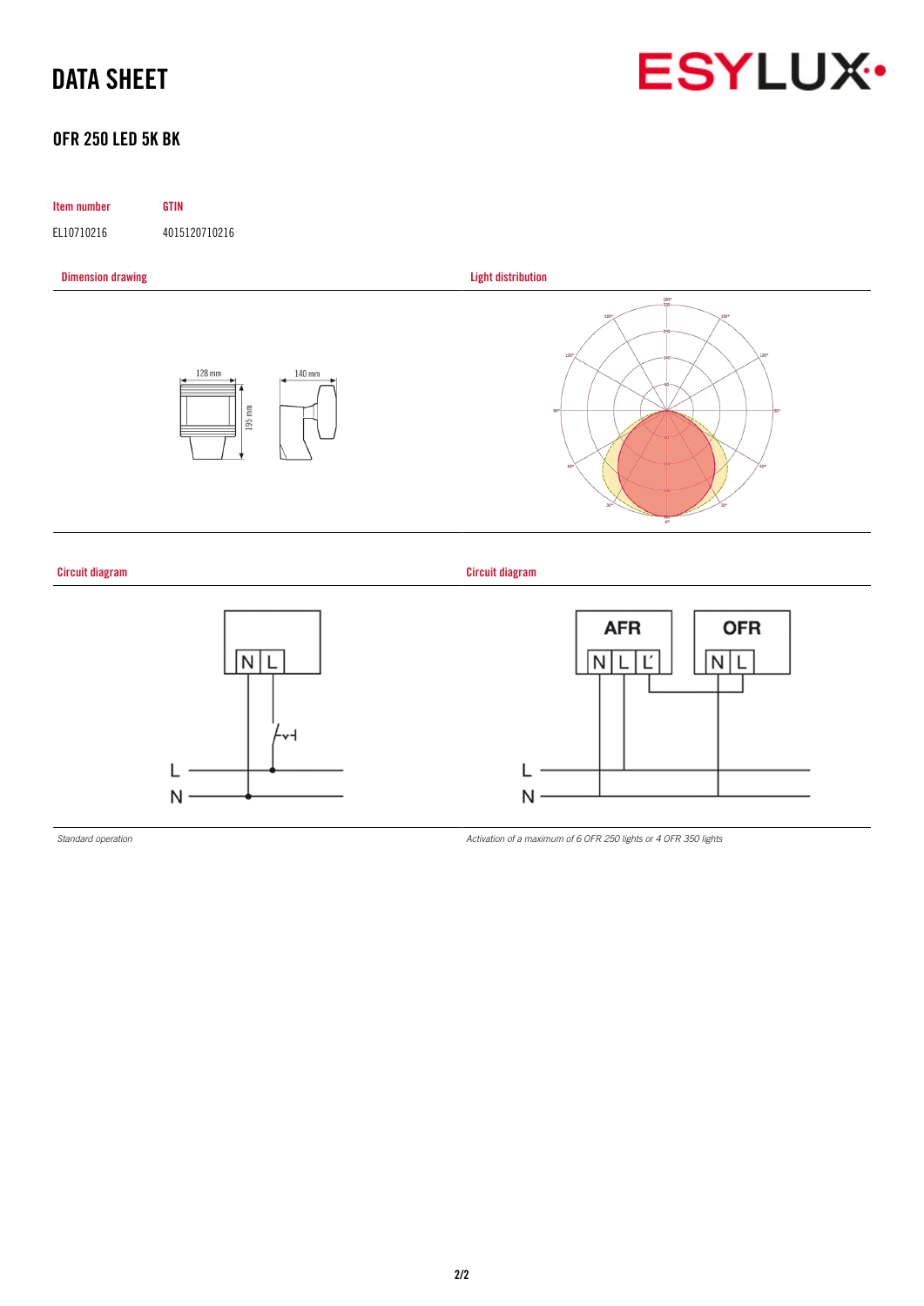# DATA SHEET

## OFR 250 LED 5K BK

| Item number | GTIN |
| --- | --- |
| EL10710216 | 4015120710216 |

### Dimension drawing

128 mm

140 mm

195 mm

### Light distribution

### Circuit diagram

N L

L

N

*Standard operation*

### Circuit diagram

AFR

N L L'

OFR

N L

L

N

*Activation of a maximum of 6 OFR 250 lights or 4 OFR 350 lights*